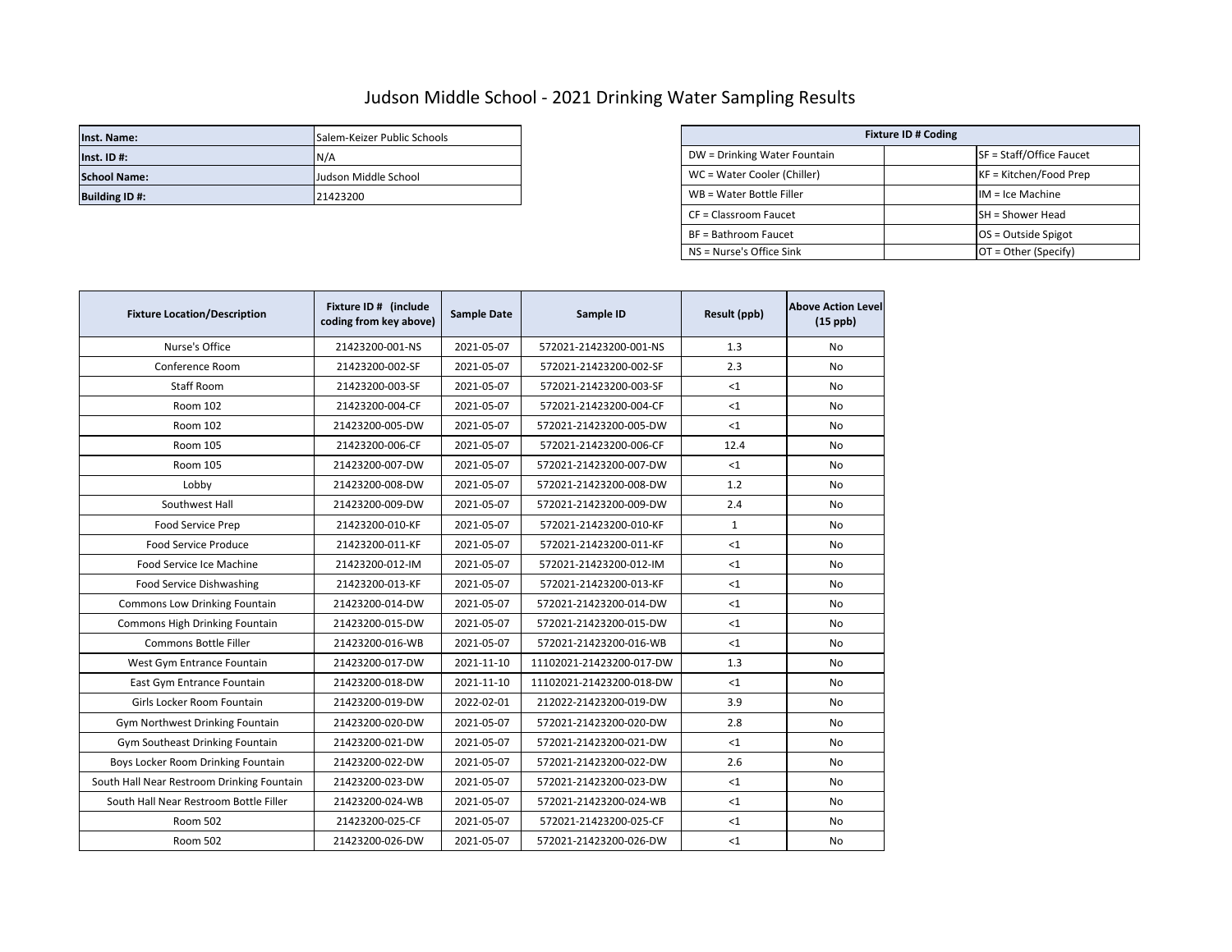# Judson Middle School - 2021 Drinking Water Sampling Results

| | |
|---|---|
| **Inst. Name:** | Salem-Keizer Public Schools |
| **Inst. ID #:** | N/A |
| **School Name:** | Judson Middle School |
| **Building ID #:** | 21423200 |

| **Fixture ID # Coding** | | |
|---|---|---|
| DW = Drinking Water Fountain | | SF = Staff/Office Faucet |
| WC = Water Cooler (Chiller) | | KF = Kitchen/Food Prep |
| WB = Water Bottle Filler | | IM = Ice Machine |
| CF = Classroom Faucet | | SH = Shower Head |
| BF = Bathroom Faucet | | OS = Outside Spigot |
| NS = Nurse's Office Sink | | OT = Other (Specify) |

| Fixture Location/Description | Fixture ID # (include coding from key above) | Sample Date | Sample ID | Result (ppb) | Above Action Level (15 ppb) |
|---|---|---|---|---|---|
| Nurse's Office | 21423200-001-NS | 2021-05-07 | 572021-21423200-001-NS | 1.3 | No |
| Conference Room | 21423200-002-SF | 2021-05-07 | 572021-21423200-002-SF | 2.3 | No |
| Staff Room | 21423200-003-SF | 2021-05-07 | 572021-21423200-003-SF | <1 | No |
| Room 102 | 21423200-004-CF | 2021-05-07 | 572021-21423200-004-CF | <1 | No |
| Room 102 | 21423200-005-DW | 2021-05-07 | 572021-21423200-005-DW | <1 | No |
| Room 105 | 21423200-006-CF | 2021-05-07 | 572021-21423200-006-CF | 12.4 | No |
| Room 105 | 21423200-007-DW | 2021-05-07 | 572021-21423200-007-DW | <1 | No |
| Lobby | 21423200-008-DW | 2021-05-07 | 572021-21423200-008-DW | 1.2 | No |
| Southwest Hall | 21423200-009-DW | 2021-05-07 | 572021-21423200-009-DW | 2.4 | No |
| Food Service Prep | 21423200-010-KF | 2021-05-07 | 572021-21423200-010-KF | 1 | No |
| Food Service Produce | 21423200-011-KF | 2021-05-07 | 572021-21423200-011-KF | <1 | No |
| Food Service Ice Machine | 21423200-012-IM | 2021-05-07 | 572021-21423200-012-IM | <1 | No |
| Food Service Dishwashing | 21423200-013-KF | 2021-05-07 | 572021-21423200-013-KF | <1 | No |
| Commons Low Drinking Fountain | 21423200-014-DW | 2021-05-07 | 572021-21423200-014-DW | <1 | No |
| Commons High Drinking Fountain | 21423200-015-DW | 2021-05-07 | 572021-21423200-015-DW | <1 | No |
| Commons Bottle Filler | 21423200-016-WB | 2021-05-07 | 572021-21423200-016-WB | <1 | No |
| West Gym Entrance Fountain | 21423200-017-DW | 2021-11-10 | 11102021-21423200-017-DW | 1.3 | No |
| East Gym Entrance Fountain | 21423200-018-DW | 2021-11-10 | 11102021-21423200-018-DW | <1 | No |
| Girls Locker Room Fountain | 21423200-019-DW | 2022-02-01 | 212022-21423200-019-DW | 3.9 | No |
| Gym Northwest Drinking Fountain | 21423200-020-DW | 2021-05-07 | 572021-21423200-020-DW | 2.8 | No |
| Gym Southeast Drinking Fountain | 21423200-021-DW | 2021-05-07 | 572021-21423200-021-DW | <1 | No |
| Boys Locker Room Drinking Fountain | 21423200-022-DW | 2021-05-07 | 572021-21423200-022-DW | 2.6 | No |
| South Hall Near Restroom Drinking Fountain | 21423200-023-DW | 2021-05-07 | 572021-21423200-023-DW | <1 | No |
| South Hall Near Restroom Bottle Filler | 21423200-024-WB | 2021-05-07 | 572021-21423200-024-WB | <1 | No |
| Room 502 | 21423200-025-CF | 2021-05-07 | 572021-21423200-025-CF | <1 | No |
| Room 502 | 21423200-026-DW | 2021-05-07 | 572021-21423200-026-DW | <1 | No |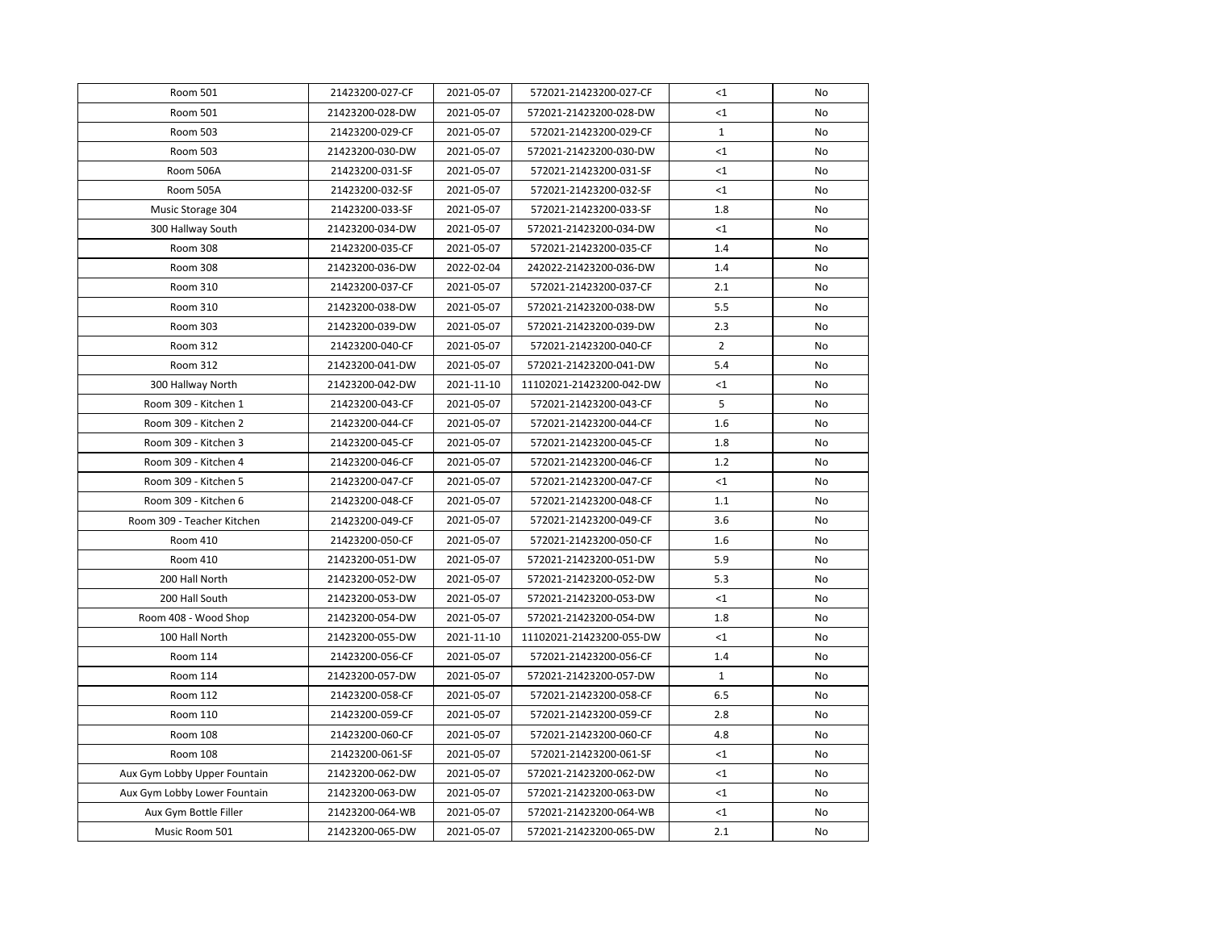| | | | | | |
|---|---|---|---|---|---|
| Room 501 | 21423200-027-CF | 2021-05-07 | 572021-21423200-027-CF | <1 | No |
| Room 501 | 21423200-028-DW | 2021-05-07 | 572021-21423200-028-DW | <1 | No |
| Room 503 | 21423200-029-CF | 2021-05-07 | 572021-21423200-029-CF | 1 | No |
| Room 503 | 21423200-030-DW | 2021-05-07 | 572021-21423200-030-DW | <1 | No |
| Room 506A | 21423200-031-SF | 2021-05-07 | 572021-21423200-031-SF | <1 | No |
| Room 505A | 21423200-032-SF | 2021-05-07 | 572021-21423200-032-SF | <1 | No |
| Music Storage 304 | 21423200-033-SF | 2021-05-07 | 572021-21423200-033-SF | 1.8 | No |
| 300 Hallway South | 21423200-034-DW | 2021-05-07 | 572021-21423200-034-DW | <1 | No |
| Room 308 | 21423200-035-CF | 2021-05-07 | 572021-21423200-035-CF | 1.4 | No |
| Room 308 | 21423200-036-DW | 2022-02-04 | 242022-21423200-036-DW | 1.4 | No |
| Room 310 | 21423200-037-CF | 2021-05-07 | 572021-21423200-037-CF | 2.1 | No |
| Room 310 | 21423200-038-DW | 2021-05-07 | 572021-21423200-038-DW | 5.5 | No |
| Room 303 | 21423200-039-DW | 2021-05-07 | 572021-21423200-039-DW | 2.3 | No |
| Room 312 | 21423200-040-CF | 2021-05-07 | 572021-21423200-040-CF | 2 | No |
| Room 312 | 21423200-041-DW | 2021-05-07 | 572021-21423200-041-DW | 5.4 | No |
| 300 Hallway North | 21423200-042-DW | 2021-11-10 | 11102021-21423200-042-DW | <1 | No |
| Room 309 - Kitchen 1 | 21423200-043-CF | 2021-05-07 | 572021-21423200-043-CF | 5 | No |
| Room 309 - Kitchen 2 | 21423200-044-CF | 2021-05-07 | 572021-21423200-044-CF | 1.6 | No |
| Room 309 - Kitchen 3 | 21423200-045-CF | 2021-05-07 | 572021-21423200-045-CF | 1.8 | No |
| Room 309 - Kitchen 4 | 21423200-046-CF | 2021-05-07 | 572021-21423200-046-CF | 1.2 | No |
| Room 309 - Kitchen 5 | 21423200-047-CF | 2021-05-07 | 572021-21423200-047-CF | <1 | No |
| Room 309 - Kitchen 6 | 21423200-048-CF | 2021-05-07 | 572021-21423200-048-CF | 1.1 | No |
| Room 309 - Teacher Kitchen | 21423200-049-CF | 2021-05-07 | 572021-21423200-049-CF | 3.6 | No |
| Room 410 | 21423200-050-CF | 2021-05-07 | 572021-21423200-050-CF | 1.6 | No |
| Room 410 | 21423200-051-DW | 2021-05-07 | 572021-21423200-051-DW | 5.9 | No |
| 200 Hall North | 21423200-052-DW | 2021-05-07 | 572021-21423200-052-DW | 5.3 | No |
| 200 Hall South | 21423200-053-DW | 2021-05-07 | 572021-21423200-053-DW | <1 | No |
| Room 408 - Wood Shop | 21423200-054-DW | 2021-05-07 | 572021-21423200-054-DW | 1.8 | No |
| 100 Hall North | 21423200-055-DW | 2021-11-10 | 11102021-21423200-055-DW | <1 | No |
| Room 114 | 21423200-056-CF | 2021-05-07 | 572021-21423200-056-CF | 1.4 | No |
| Room 114 | 21423200-057-DW | 2021-05-07 | 572021-21423200-057-DW | 1 | No |
| Room 112 | 21423200-058-CF | 2021-05-07 | 572021-21423200-058-CF | 6.5 | No |
| Room 110 | 21423200-059-CF | 2021-05-07 | 572021-21423200-059-CF | 2.8 | No |
| Room 108 | 21423200-060-CF | 2021-05-07 | 572021-21423200-060-CF | 4.8 | No |
| Room 108 | 21423200-061-SF | 2021-05-07 | 572021-21423200-061-SF | <1 | No |
| Aux Gym Lobby Upper Fountain | 21423200-062-DW | 2021-05-07 | 572021-21423200-062-DW | <1 | No |
| Aux Gym Lobby Lower Fountain | 21423200-063-DW | 2021-05-07 | 572021-21423200-063-DW | <1 | No |
| Aux Gym Bottle Filler | 21423200-064-WB | 2021-05-07 | 572021-21423200-064-WB | <1 | No |
| Music Room 501 | 21423200-065-DW | 2021-05-07 | 572021-21423200-065-DW | 2.1 | No |